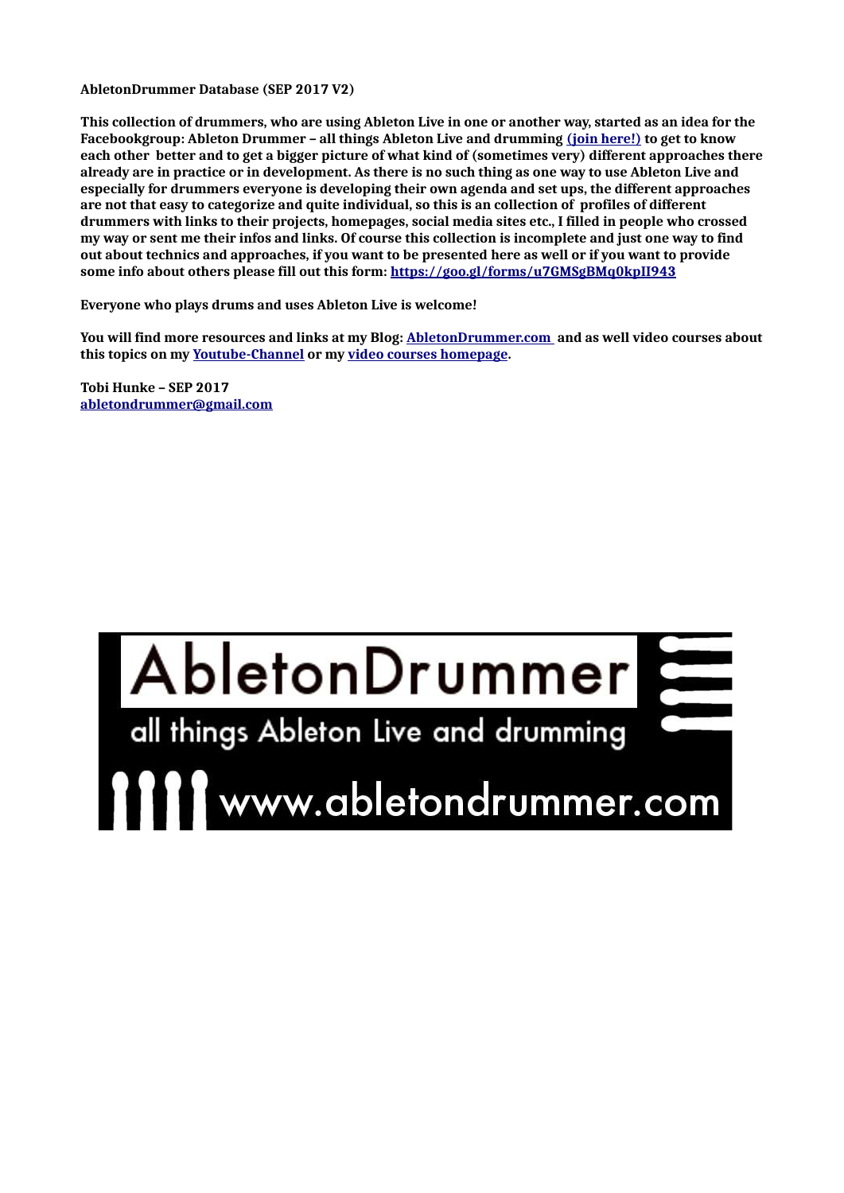**AbletonDrummer Database (SEP 2017 V2)**

**This collection of drummers, who are using Ableton Live in one or another way, started as an idea for the Facebookgroup: Ableton Drummer – all things Ableton Live and drumming [(join here!)] to get to know each other better and to get a bigger picture of what kind of (sometimes very) different approaches there already are in practice or in development. As there is no such thing as one way to use Ableton Live and especially for drummers everyone is developing their own agenda and set ups, the different approaches are not that easy to categorize and quite individual, so this is an collection of profiles of different drummers with links to their projects, homepages, social media sites etc., I filled in people who crossed my way or sent me their infos and links. Of course this collection is incomplete and just one way to find out about technics and approaches, if you want to be presented here as well or if you want to provide some info about others please fill out this form: https://goo.gl/forms/u7GMSgBMq0kpII943**

**Everyone who plays drums and uses Ableton Live is welcome!**

**You will find more resources and links at my Blog: AbletonDrummer.com and as well video courses about this topics on my Youtube-Channel or my video courses homepage.**

**Tobi Hunke – SEP 2017**
**abletondrummer@gmail.com**

AbletonDrummer

all things Ableton Live and drumming

www.abletondrummer.com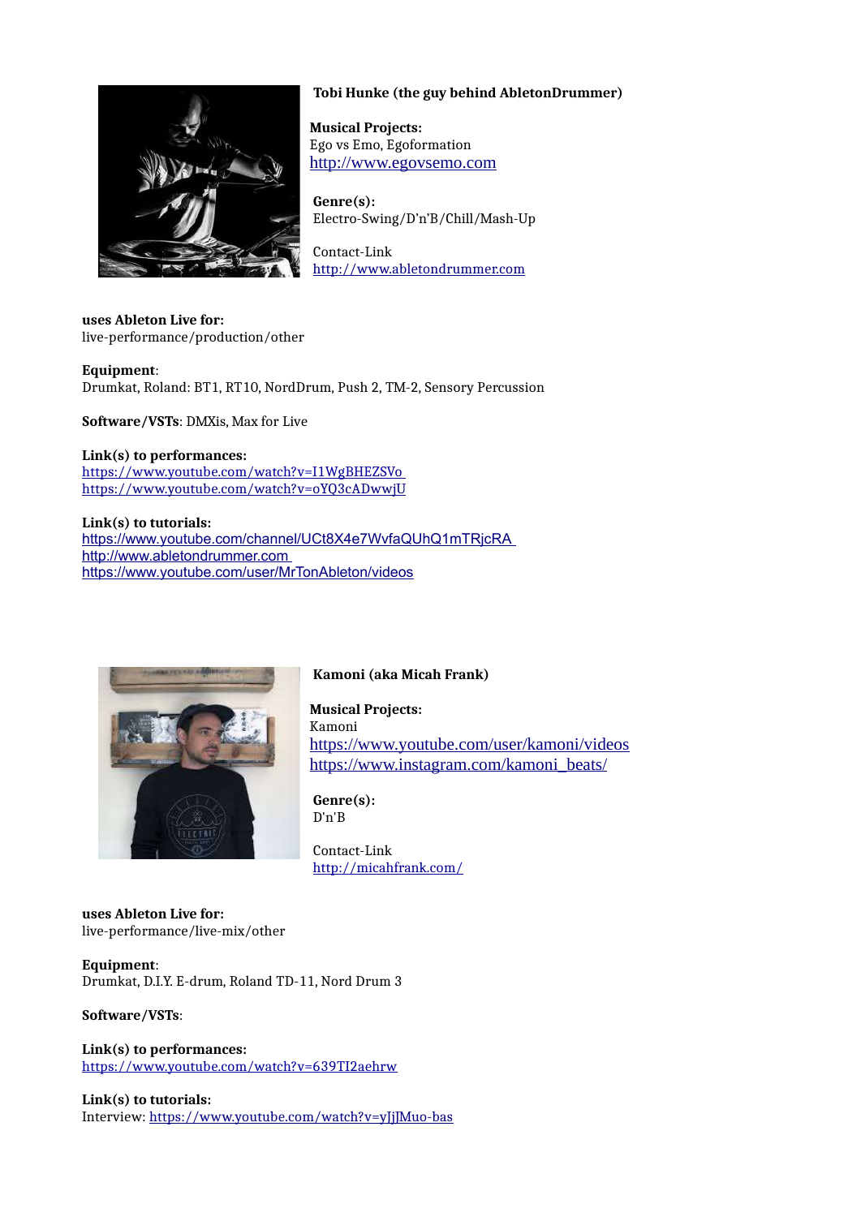**Tobi Hunke (the guy behind AbletonDrummer)**

**Musical Projects:**
Ego vs Emo, Egoformation
http://www.egovsemo.com

**Genre(s):**
Electro-Swing/D'n'B/Chill/Mash-Up

Contact-Link
http://www.abletondrummer.com

**uses Ableton Live for:**
live-performance/production/other

**Equipment**:
Drumkat, Roland: BT1, RT10, NordDrum, Push 2, TM-2, Sensory Percussion

**Software/VSTs**: DMXis, Max for Live

**Link(s) to performances:**
https://www.youtube.com/watch?v=I1WgBHEZSVo
https://www.youtube.com/watch?v=oYQ3cADwwjU

**Link(s) to tutorials:**
https://www.youtube.com/channel/UCt8X4e7WvfaQUhQ1mTRjcRA
http://www.abletondrummer.com
https://www.youtube.com/user/MrTonAbleton/videos

**Kamoni (aka Micah Frank)**

**Musical Projects:**
Kamoni
https://www.youtube.com/user/kamoni/videos
https://www.instagram.com/kamoni_beats/

**Genre(s):**
D'n'B

Contact-Link
http://micahfrank.com/

**uses Ableton Live for:**
live-performance/live-mix/other

**Equipment**:
Drumkat, D.I.Y. E-drum, Roland TD-11, Nord Drum 3

**Software/VSTs**:

**Link(s) to performances:**
https://www.youtube.com/watch?v=639TI2aehrw

**Link(s) to tutorials:**
Interview: https://www.youtube.com/watch?v=yJjJMuo-bas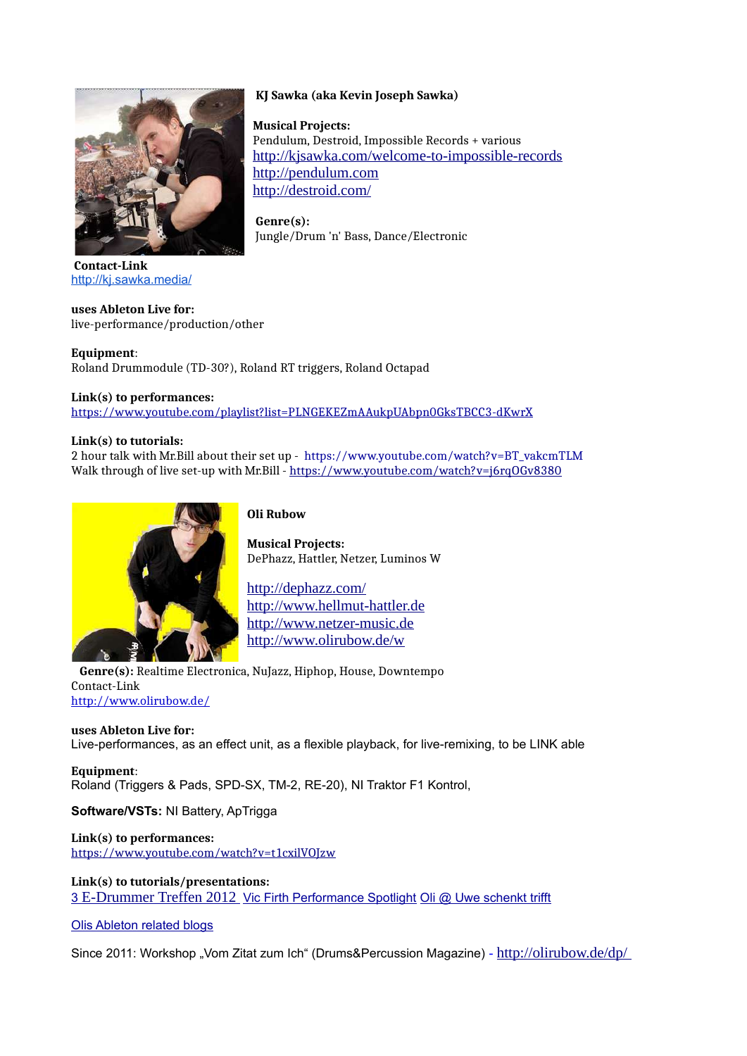**KJ Sawka (aka Kevin Joseph Sawka)**

**Musical Projects:**
Pendulum, Destroid, Impossible Records + various
http://kjsawka.com/welcome-to-impossible-records
http://pendulum.com
http://destroid.com/

**Genre(s):**
Jungle/Drum 'n' Bass, Dance/Electronic

**Contact-Link**
http://kj.sawka.media/

**uses Ableton Live for:**
live-performance/production/other

**Equipment**:
Roland Drummodule (TD-30?), Roland RT triggers, Roland Octapad

**Link(s) to performances:**
https://www.youtube.com/playlist?list=PLNGEKEZmAAukpUAbpn0GksTBCC3-dKwrX

**Link(s) to tutorials:**
2 hour talk with Mr.Bill about their set up - https://www.youtube.com/watch?v=BT_vakcmTLM
Walk through of live set-up with Mr.Bill - https://www.youtube.com/watch?v=j6rqOGv8380

**Oli Rubow**

**Musical Projects:**
DePhazz, Hattler, Netzer, Luminos W

http://dephazz.com/
http://www.hellmut-hattler.de
http://www.netzer-music.de
http://www.olirubow.de/w

**Genre(s):** Realtime Electronica, NuJazz, Hiphop, House, Downtempo
Contact-Link
http://www.olirubow.de/

**uses Ableton Live for:**
Live-performances, as an effect unit, as a flexible playback, for live-remixing, to be LINK able

**Equipment**:
Roland (Triggers & Pads, SPD-SX, TM-2, RE-20), NI Traktor F1 Kontrol,

**Software/VSTs:** NI Battery, ApTrigga

**Link(s) to performances:**
https://www.youtube.com/watch?v=t1cxilVOJzw

**Link(s) to tutorials/presentations:**
3 E-Drummer Treffen 2012 Vic Firth Performance Spotlight Oli @ Uwe schenkt trifft

Olis Ableton related blogs

Since 2011: Workshop „Vom Zitat zum Ich" (Drums&Percussion Magazine) - http://olirubow.de/dp/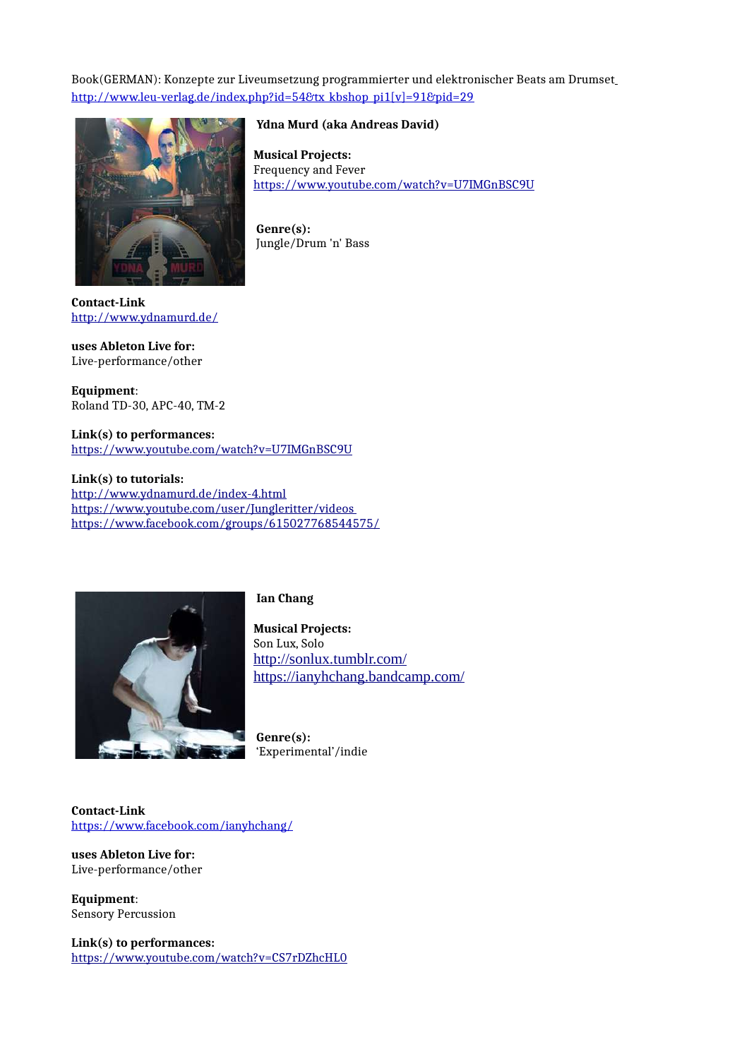Book(GERMAN): Konzepte zur Liveumsetzung programmierter und elektronischer Beats am Drumset
http://www.leu-verlag.de/index.php?id=54&tx_kbshop_pi1[v]=91&pid=29

**Ydna Murd (aka Andreas David)**

**Musical Projects:**
Frequency and Fever
https://www.youtube.com/watch?v=U7IMGnBSC9U

**Genre(s):**
Jungle/Drum 'n' Bass

**Contact-Link**
http://www.ydnamurd.de/

**uses Ableton Live for:**
Live-performance/other

**Equipment**:
Roland TD-30, APC-40, TM-2

**Link(s) to performances:**
https://www.youtube.com/watch?v=U7IMGnBSC9U

**Link(s) to tutorials:**
http://www.ydnamurd.de/index-4.html
https://www.youtube.com/user/Jungleritter/videos
https://www.facebook.com/groups/615027768544575/

**Ian Chang**

**Musical Projects:**
Son Lux, Solo
http://sonlux.tumblr.com/
https://ianyhchang.bandcamp.com/

**Genre(s):**
'Experimental'/indie

**Contact-Link**
https://www.facebook.com/ianyhchang/

**uses Ableton Live for:**
Live-performance/other

**Equipment**:
Sensory Percussion

**Link(s) to performances:**
https://www.youtube.com/watch?v=CS7rDZhcHL0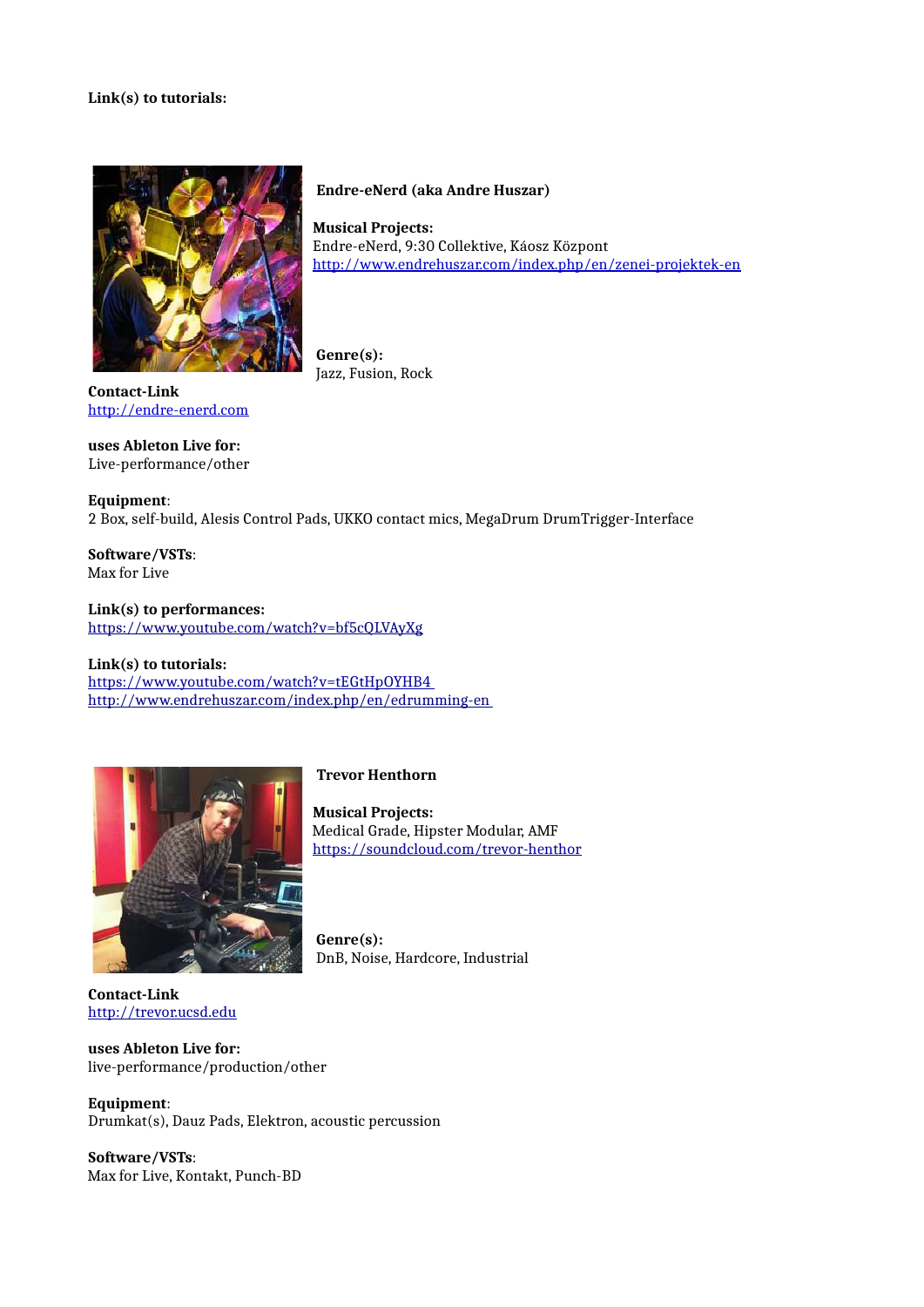**Link(s) to tutorials:**

**Endre-eNerd (aka Andre Huszar)**

**Musical Projects:**
Endre-eNerd, 9:30 Collektive, Káosz Központ
http://www.endrehuszar.com/index.php/en/zenei-projektek-en

**Genre(s):**
Jazz, Fusion, Rock

**Contact-Link**
http://endre-enerd.com

**uses Ableton Live for:**
Live-performance/other

**Equipment**:
2 Box, self-build, Alesis Control Pads, UKKO contact mics, MegaDrum DrumTrigger-Interface

**Software/VSTs**:
Max for Live

**Link(s) to performances:**
https://www.youtube.com/watch?v=bf5cQLVAyXg

**Link(s) to tutorials:**
https://www.youtube.com/watch?v=tEGtHpOYHB4
http://www.endrehuszar.com/index.php/en/edrumming-en

**Trevor Henthorn**

**Musical Projects:**
Medical Grade, Hipster Modular, AMF
https://soundcloud.com/trevor-henthor

**Genre(s):**
DnB, Noise, Hardcore, Industrial

**Contact-Link**
http://trevor.ucsd.edu

**uses Ableton Live for:**
live-performance/production/other

**Equipment**:
Drumkat(s), Dauz Pads, Elektron, acoustic percussion

**Software/VSTs**:
Max for Live, Kontakt, Punch-BD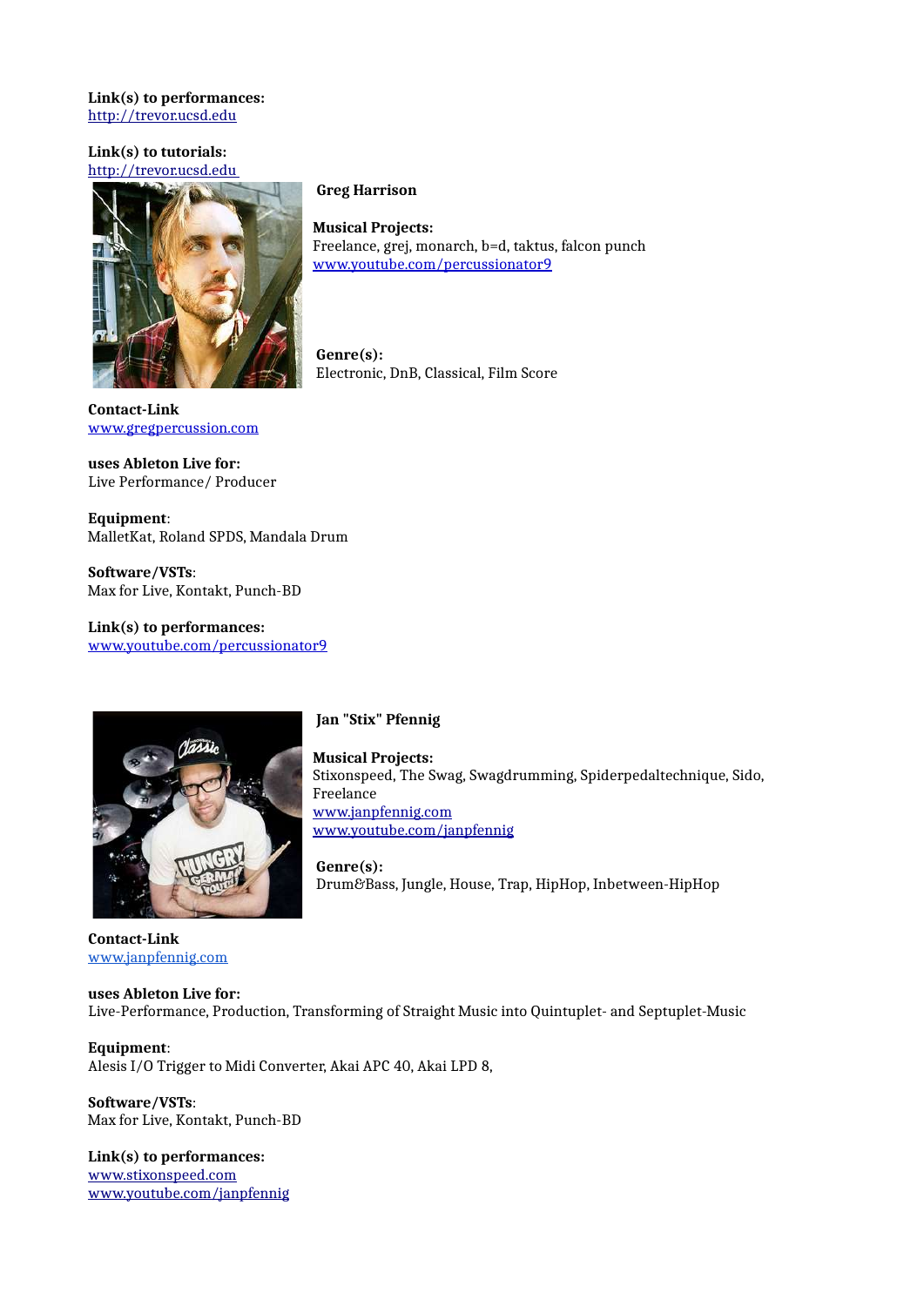**Link(s) to performances:**
http://trevor.ucsd.edu

**Link(s) to tutorials:**
http://trevor.ucsd.edu

**Greg Harrison**

**Musical Projects:**
Freelance, grej, monarch, b=d, taktus, falcon punch
www.youtube.com/percussionator9

**Genre(s):**
Electronic, DnB, Classical, Film Score

**Contact-Link**
www.gregpercussion.com

**uses Ableton Live for:**
Live Performance/ Producer

**Equipment**:
MalletKat, Roland SPDS, Mandala Drum

**Software/VSTs**:
Max for Live, Kontakt, Punch-BD

**Link(s) to performances:**
www.youtube.com/percussionator9

**Jan "Stix" Pfennig**

**Musical Projects:**
Stixonspeed, The Swag, Swagdrumming, Spiderpedaltechnique, Sido, Freelance
www.janpfennig.com
www.youtube.com/janpfennig

**Genre(s):**
Drum&Bass, Jungle, House, Trap, HipHop, Inbetween-HipHop

**Contact-Link**
www.janpfennig.com

**uses Ableton Live for:**
Live-Performance, Production, Transforming of Straight Music into Quintuplet- and Septuplet-Music

**Equipment**:
Alesis I/O Trigger to Midi Converter, Akai APC 40, Akai LPD 8,

**Software/VSTs**:
Max for Live, Kontakt, Punch-BD

**Link(s) to performances:**
www.stixonspeed.com
www.youtube.com/janpfennig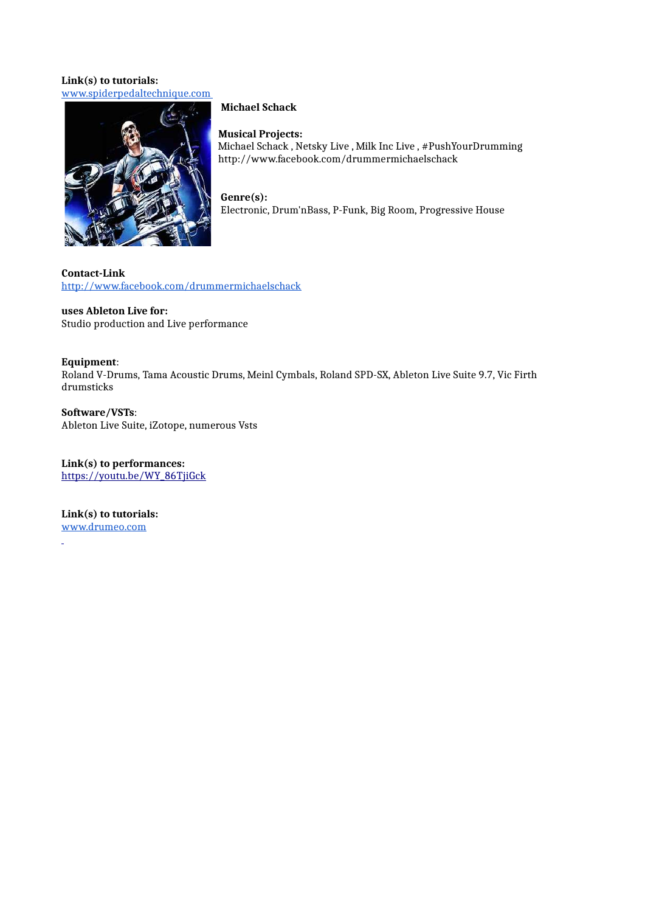**Link(s) to tutorials:**
www.spiderpedaltechnique.com

**Michael Schack**

**Musical Projects:**
Michael Schack , Netsky Live , Milk Inc Live , #PushYourDrumming
http://www.facebook.com/drummermichaelschack

**Genre(s):**
Electronic, Drum'nBass, P-Funk, Big Room, Progressive House

**Contact-Link**
http://www.facebook.com/drummermichaelschack

**uses Ableton Live for:**
Studio production and Live performance

**Equipment**:
Roland V-Drums, Tama Acoustic Drums, Meinl Cymbals, Roland SPD-SX, Ableton Live Suite 9.7, Vic Firth drumsticks

**Software/VSTs**:
Ableton Live Suite, iZotope, numerous Vsts

**Link(s) to performances:**
https://youtu.be/WY_86TjiGck

**Link(s) to tutorials:**
www.drumeo.com